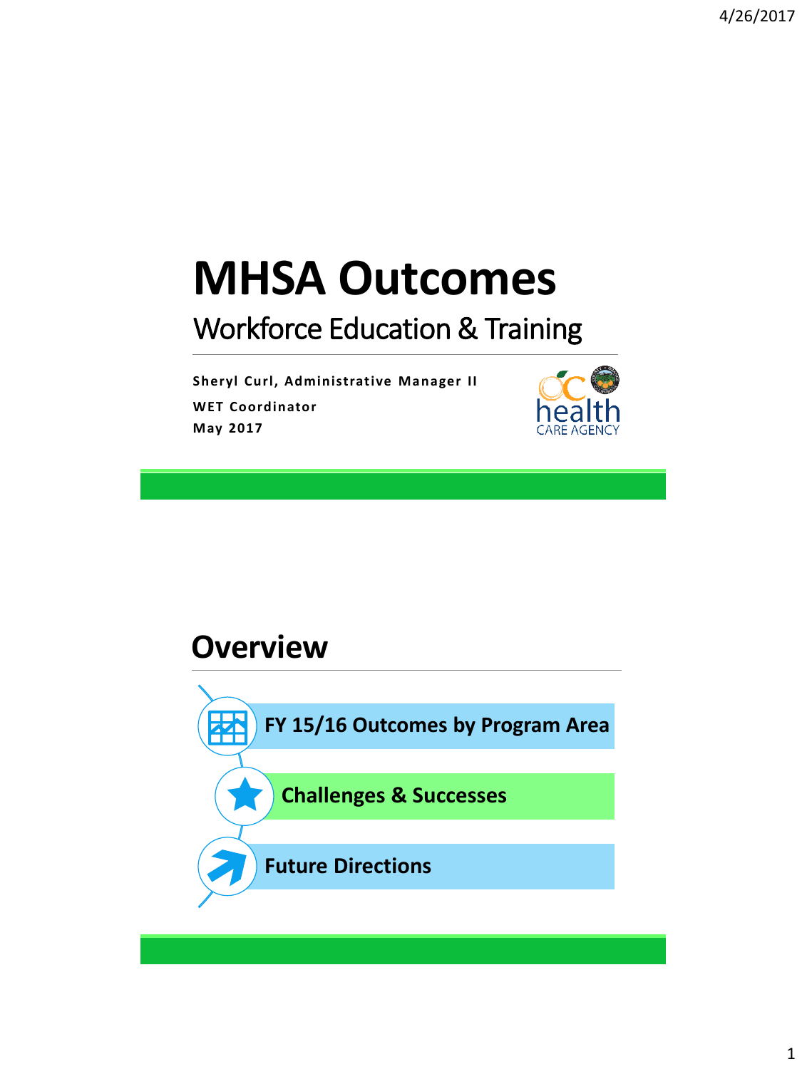# MHSA Outcomes

## Workforce Education & Training

**Sheryl Curl, Administrative Manager II**

**WET Coordinator**

**May 2017**

# Overview

- **FY 15/16 Outcomes by Program Area**
- **Challenges & Successes**
- **Future Directions**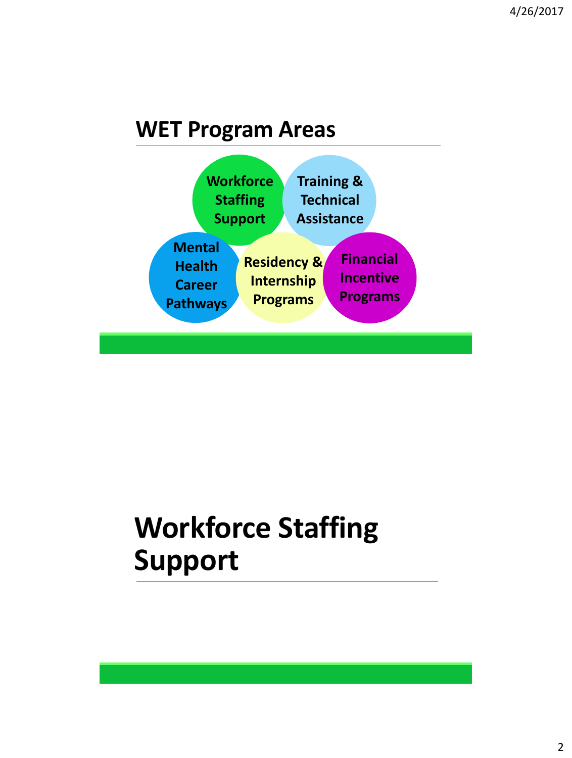## WET Program Areas

- Workforce Staffing Support
- Training & Technical Assistance
- Mental Health Career Pathways
- Residency & Internship Programs
- Financial Incentive Programs

## Workforce Staffing Support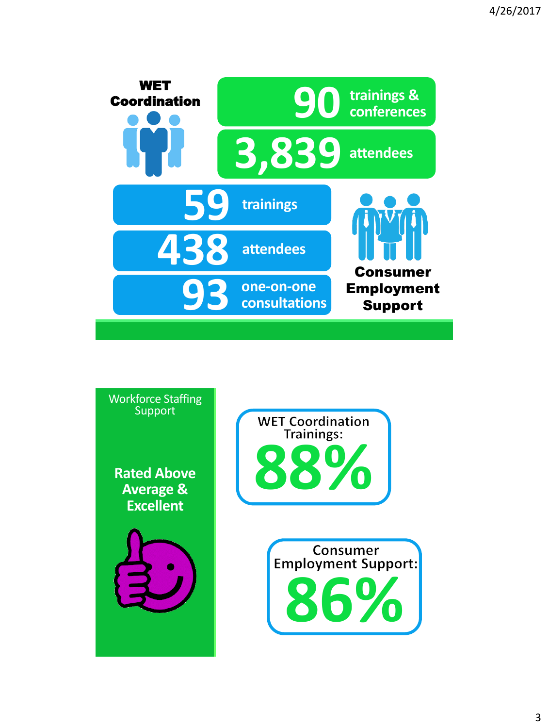**WET Coordination**

**90** trainings & conferences

**3,839** attendees

**Consumer Employment Support**

**59** trainings

**438** attendees

**93** one-on-one consultations

Workforce Staffing Support

**Rated Above Average & Excellent**

WET Coordination Trainings: **88%**

Consumer Employment Support: **86%**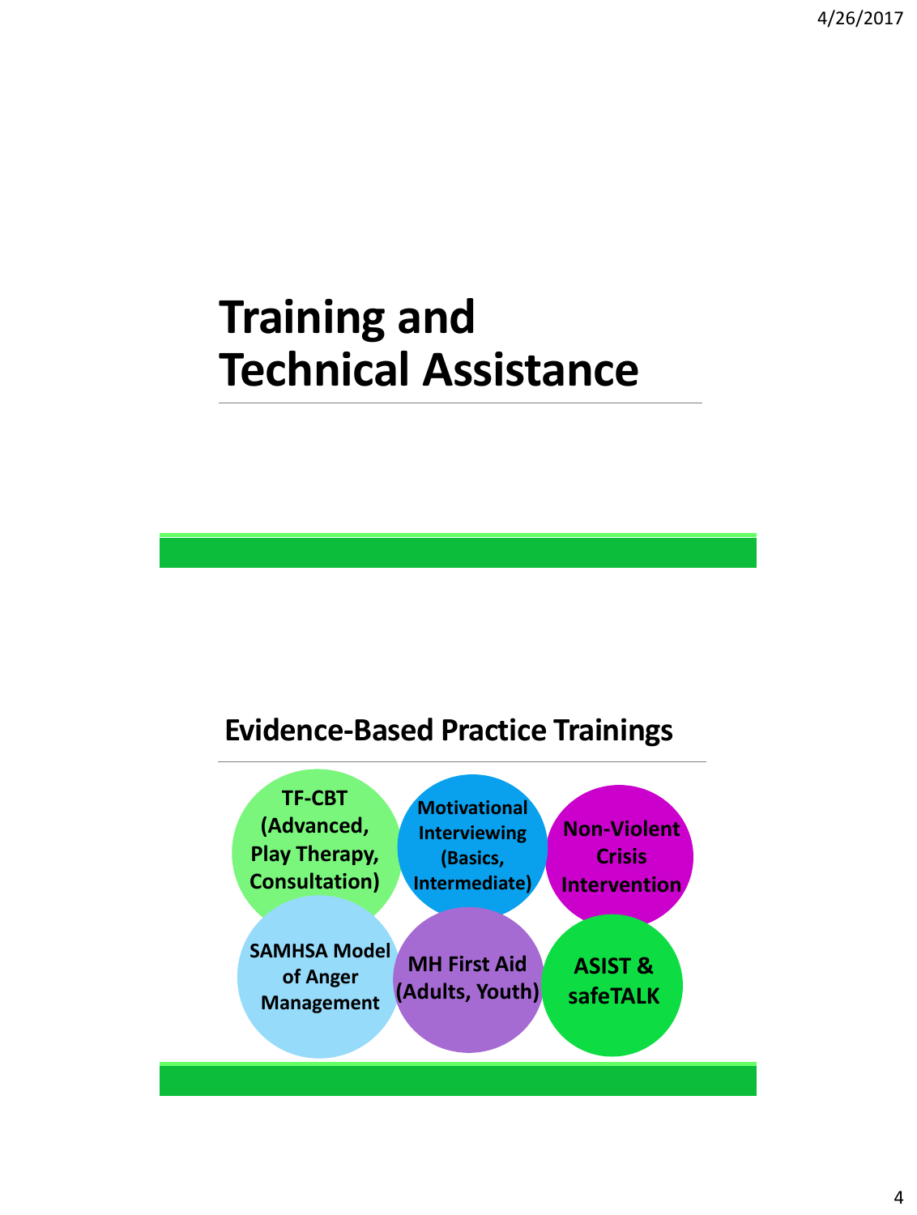# Training and Technical Assistance

## Evidence-Based Practice Trainings

- **TF-CBT (Advanced, Play Therapy, Consultation)**
- **Motivational Interviewing (Basics, Intermediate)**
- **Non-Violent Crisis Intervention**
- **SAMHSA Model of Anger Management**
- **MH First Aid (Adults, Youth)**
- **ASIST & safeTALK**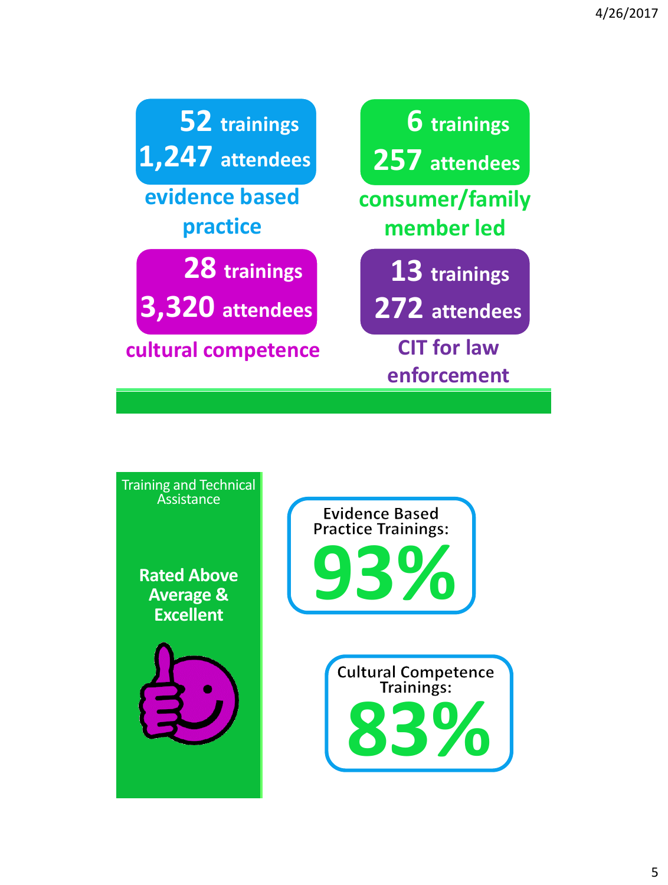**52** trainings
**1,247** attendees
**evidence based practice**

**6** trainings
**257** attendees
**consumer/family member led**

**28** trainings
**3,320** attendees
**cultural competence**

**13** trainings
**272** attendees
**CIT for law enforcement**

---

Training and Technical Assistance

**Rated Above Average & Excellent**

Evidence Based Practice Trainings: **93%**

Cultural Competence Trainings: **83%**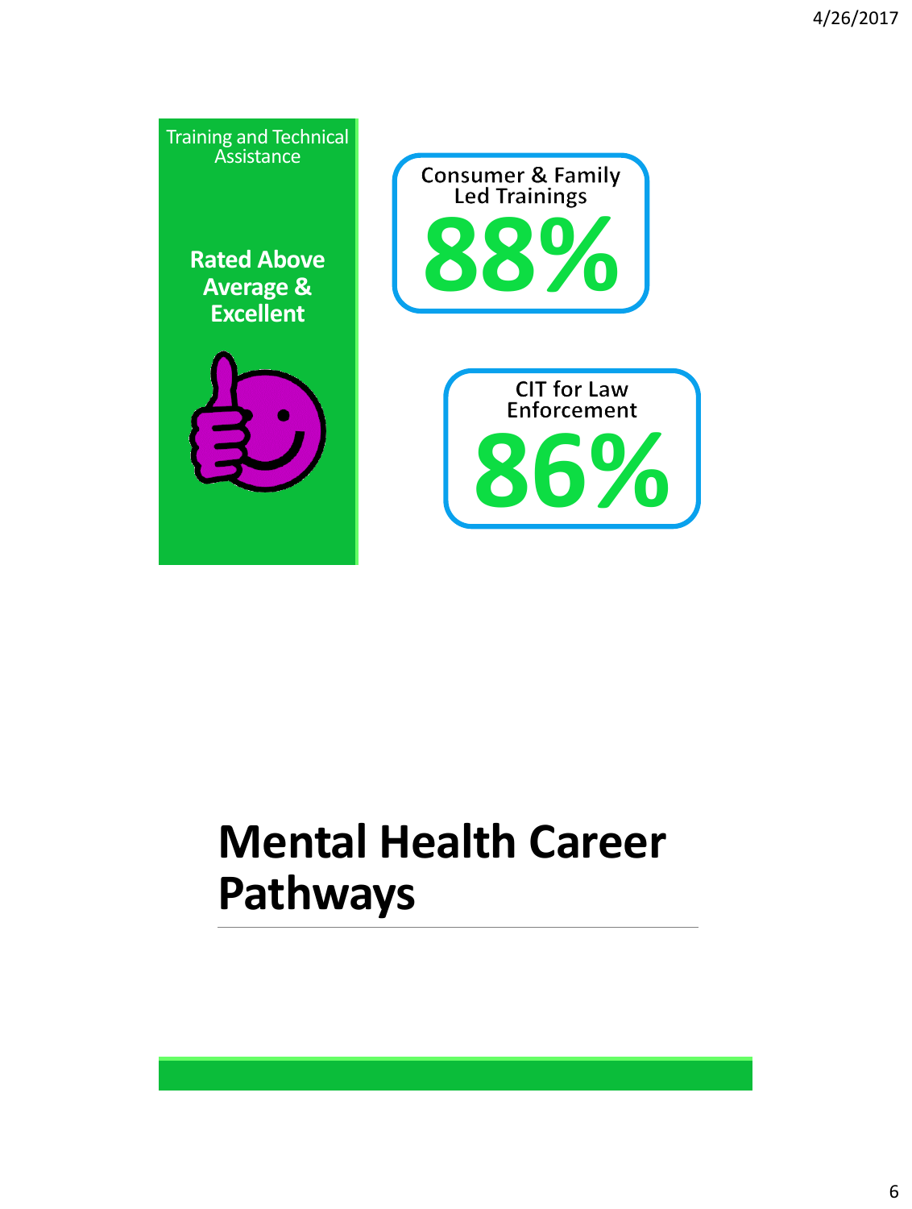Training and Technical Assistance

**Rated Above Average & Excellent**

Consumer & Family Led Trainings

**88%**

CIT for Law Enforcement

**86%**

# Mental Health Career Pathways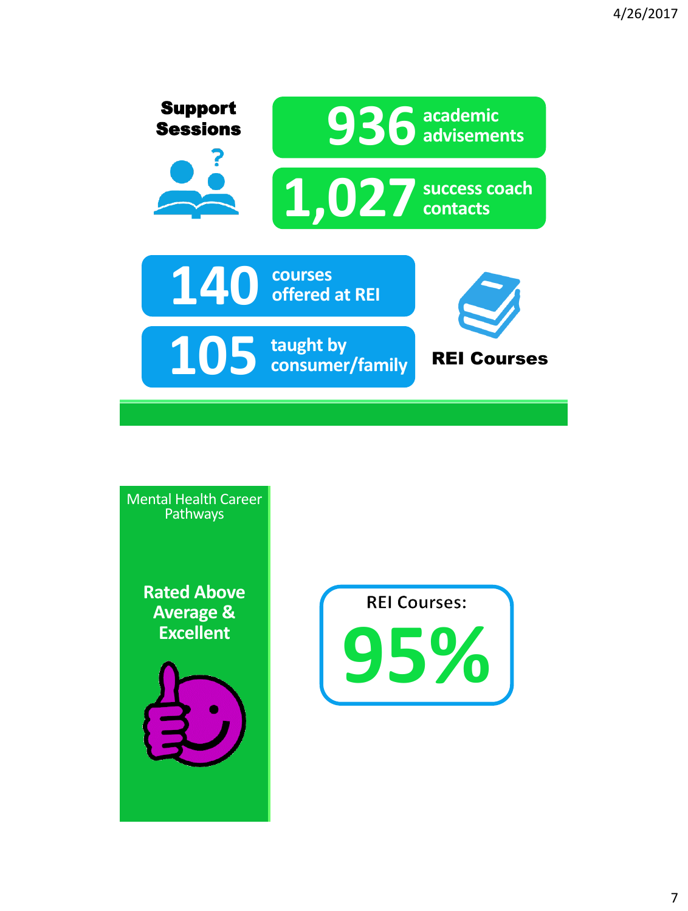**Support Sessions**

- **936** academic advisements
- **1,027** success coach contacts

**REI Courses**

- **140** courses offered at REI
- **105** taught by consumer/family

Mental Health Career Pathways

**Rated Above Average & Excellent**

REI Courses:

**95%**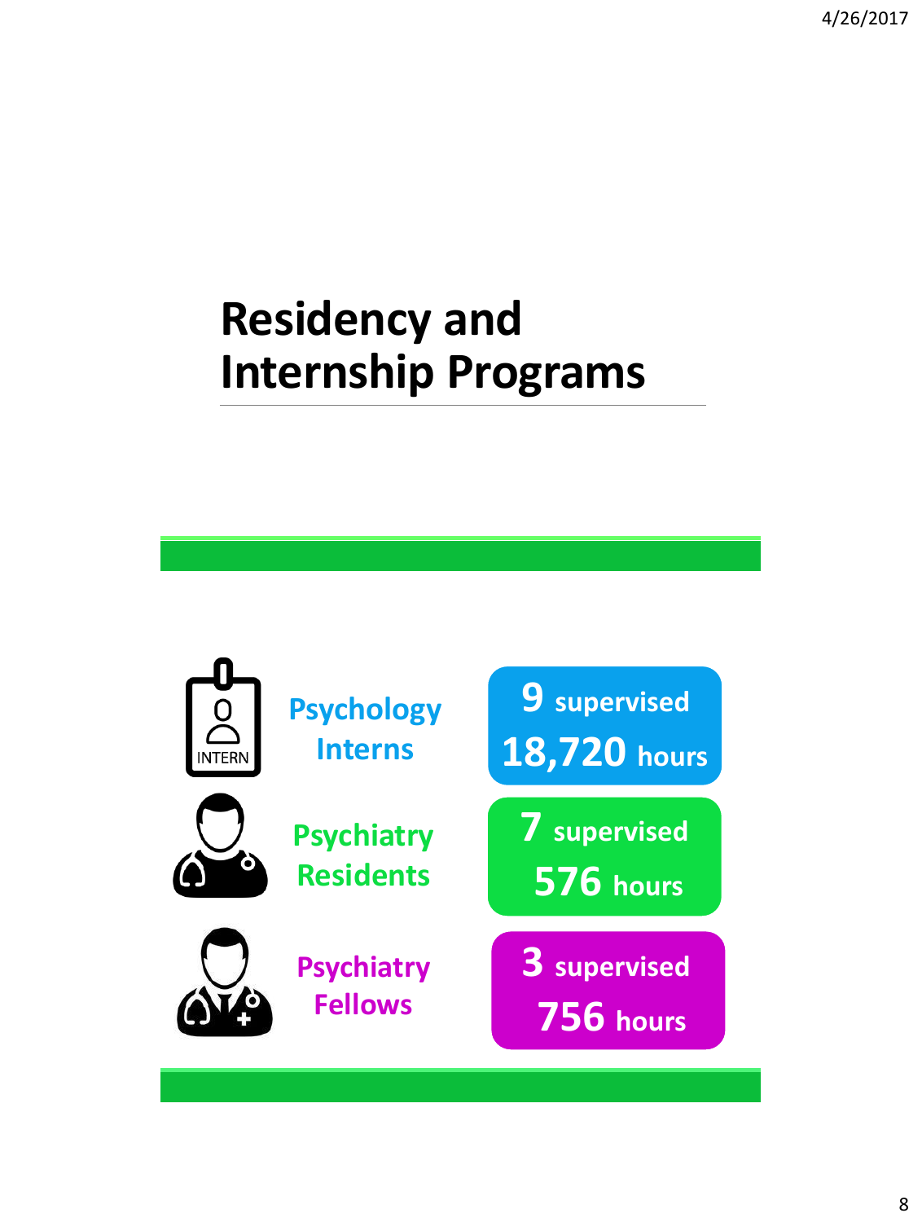# Residency and Internship Programs

| Program | Supervised | Hours |
| --- | --- | --- |
| Psychology Interns | 9 supervised | 18,720 hours |
| Psychiatry Residents | 7 supervised | 576 hours |
| Psychiatry Fellows | 3 supervised | 756 hours |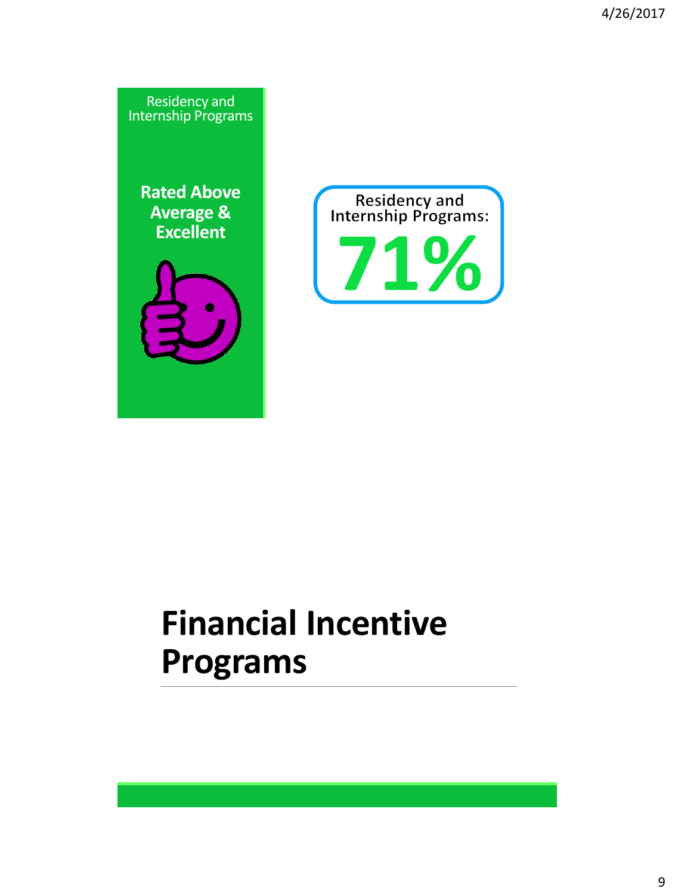Residency and Internship Programs

**Rated Above Average & Excellent**

Residency and Internship Programs:

**71%**

# Financial Incentive Programs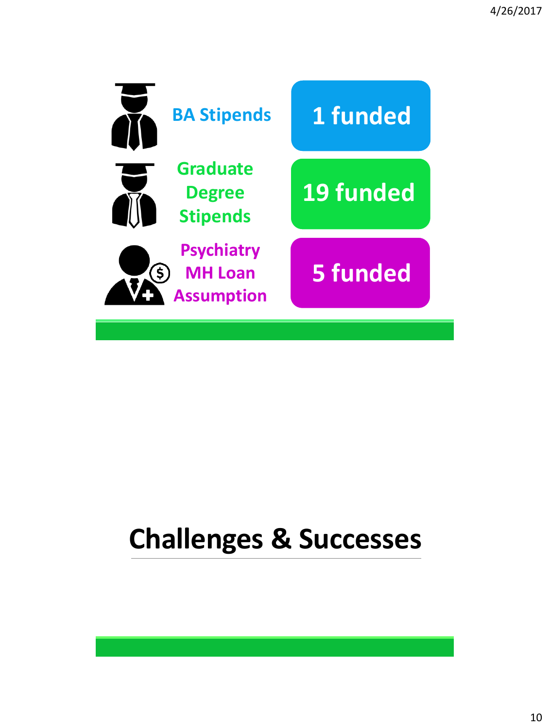| Program | Funded |
| --- | --- |
| BA Stipends | 1 funded |
| Graduate Degree Stipends | 19 funded |
| Psychiatry MH Loan Assumption | 5 funded |

# Challenges & Successes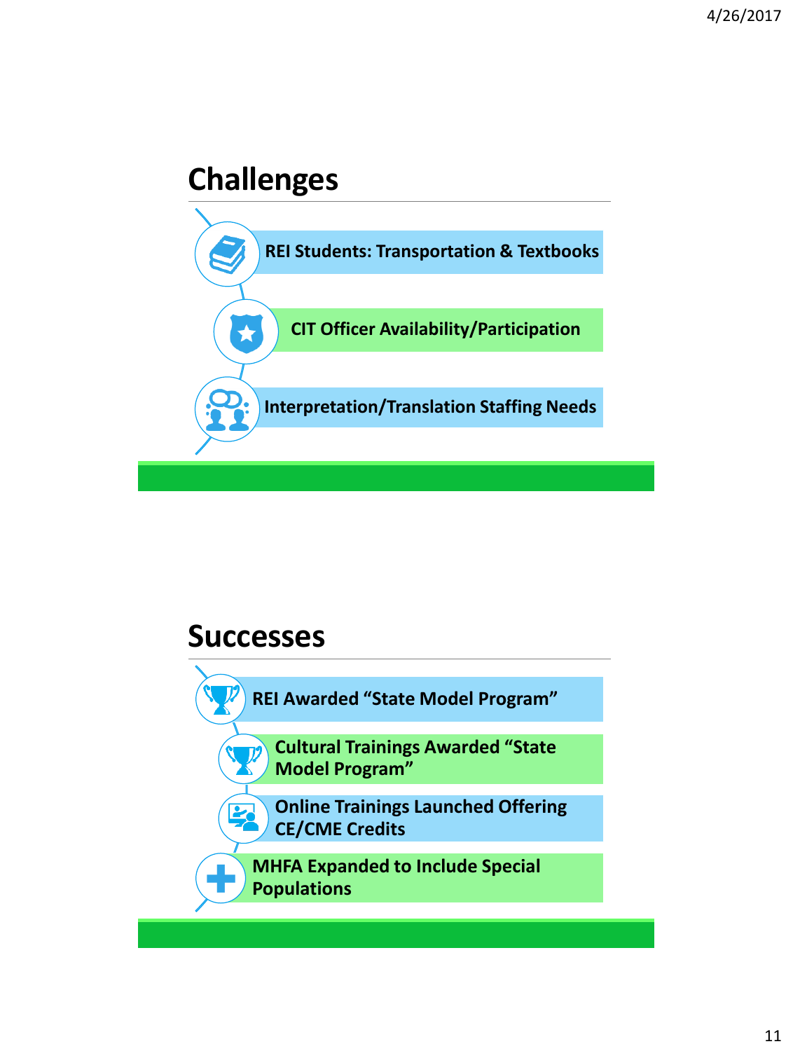## Challenges

- REI Students: Transportation & Textbooks
- CIT Officer Availability/Participation
- Interpretation/Translation Staffing Needs

## Successes

- REI Awarded "State Model Program"
- Cultural Trainings Awarded "State Model Program"
- Online Trainings Launched Offering CE/CME Credits
- MHFA Expanded to Include Special Populations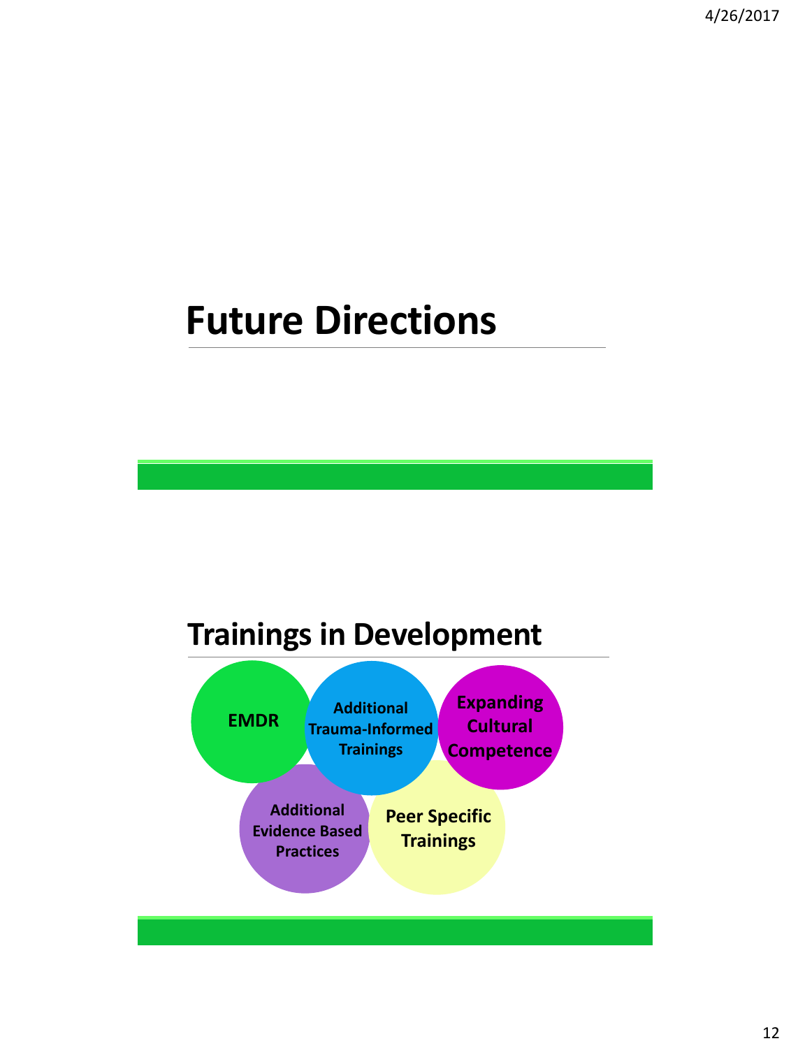# Future Directions

# Trainings in Development

- EMDR
- Additional Trauma-Informed Trainings
- Expanding Cultural Competence
- Additional Evidence Based Practices
- Peer Specific Trainings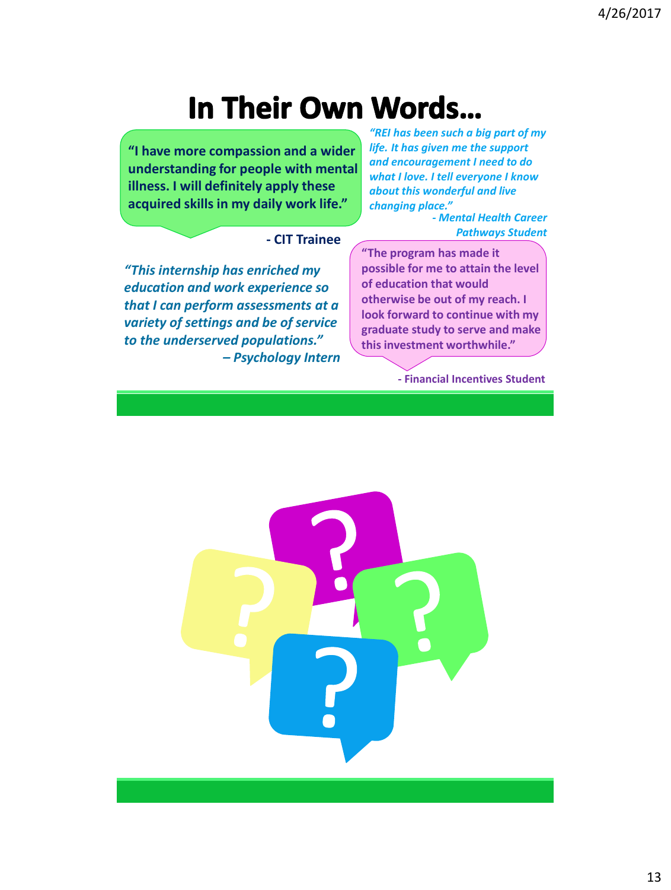# In Their Own Words…

**"I have more compassion and a wider understanding for people with mental illness. I will definitely apply these acquired skills in my daily work life."**

**- CIT Trainee**

***"REI has been such a big part of my life. It has given me the support and encouragement I need to do what I love. I tell everyone I know about this wonderful and live changing place."***

***- Mental Health Career Pathways Student***

***"This internship has enriched my education and work experience so that I can perform assessments at a variety of settings and be of service to the underserved populations."***

***– Psychology Intern***

**"The program has made it possible for me to attain the level of education that would otherwise be out of my reach. I look forward to continue with my graduate study to serve and make this investment worthwhile."**

**- Financial Incentives Student**